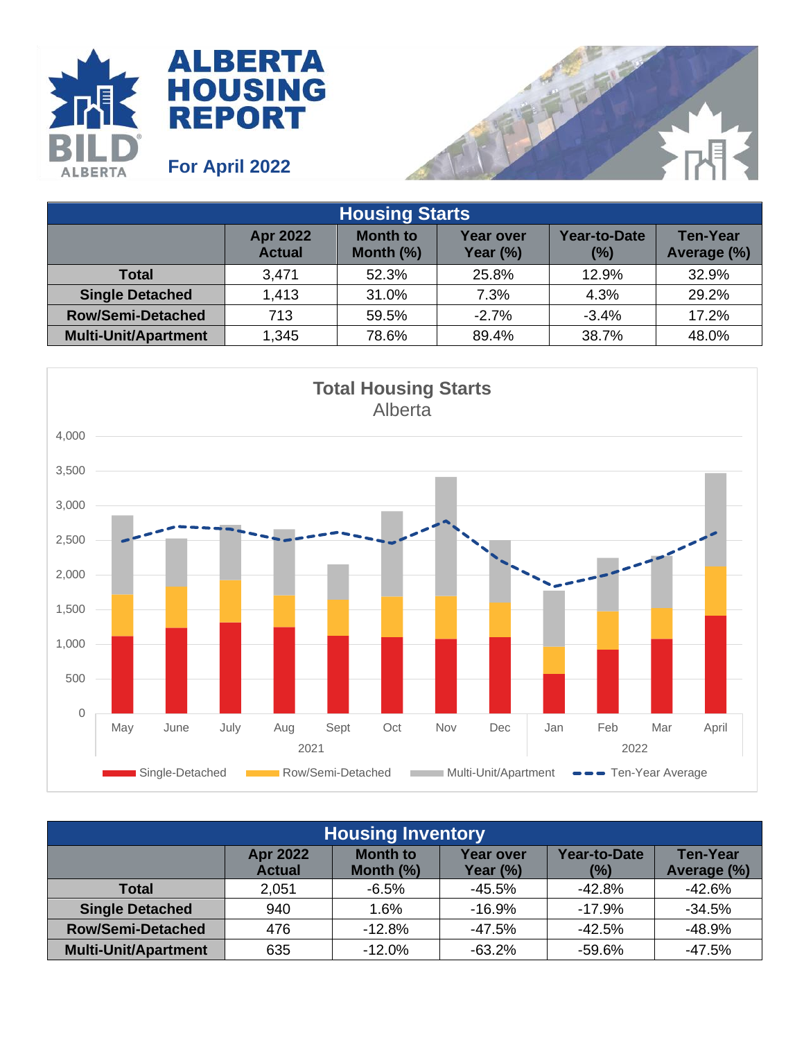# ALBERTA HOUSING REPORT

**For April 2022**

| Housing Starts | | | | | |
|---|---|---|---|---|---|
| | Apr 2022 Actual | Month to Month (%) | Year over Year (%) | Year-to-Date (%) | Ten-Year Average (%) |
| **Total** | 3,471 | 52.3% | 25.8% | 12.9% | 32.9% |
| **Single Detached** | 1,413 | 31.0% | 7.3% | 4.3% | 29.2% |
| **Row/Semi-Detached** | 713 | 59.5% | -2.7% | -3.4% | 17.2% |
| **Multi-Unit/Apartment** | 1,345 | 78.6% | 89.4% | 38.7% | 48.0% |

**Total Housing Starts**
Alberta

Legend: Single-Detached, Row/Semi-Detached, Multi-Unit/Apartment, Ten-Year Average

Months: May, June, July, Aug, Sept, Oct, Nov, Dec (2021); Jan, Feb, Mar, April (2022)

| Housing Inventory | | | | | |
|---|---|---|---|---|---|
| | Apr 2022 Actual | Month to Month (%) | Year over Year (%) | Year-to-Date (%) | Ten-Year Average (%) |
| **Total** | 2,051 | -6.5% | -45.5% | -42.8% | -42.6% |
| **Single Detached** | 940 | 1.6% | -16.9% | -17.9% | -34.5% |
| **Row/Semi-Detached** | 476 | -12.8% | -47.5% | -42.5% | -48.9% |
| **Multi-Unit/Apartment** | 635 | -12.0% | -63.2% | -59.6% | -47.5% |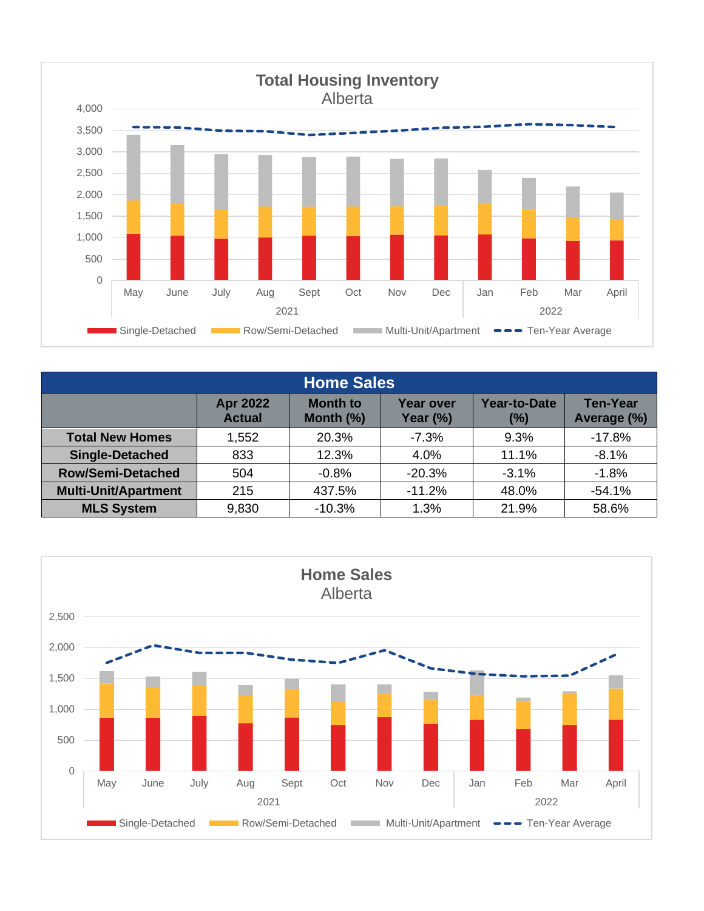**Total Housing Inventory**
Alberta

4,000
3,500
3,000
2,500
2,000
1,500
1,000
500
0

May June July Aug Sept Oct Nov Dec Jan Feb Mar April
2021 2022

Single-Detached Row/Semi-Detached Multi-Unit/Apartment Ten-Year Average

| Home Sales | | | | | |
|---|---|---|---|---|---|
| | **Apr 2022 Actual** | **Month to Month (%)** | **Year over Year (%)** | **Year-to-Date (%)** | **Ten-Year Average (%)** |
| **Total New Homes** | 1,552 | 20.3% | -7.3% | 9.3% | -17.8% |
| **Single-Detached** | 833 | 12.3% | 4.0% | 11.1% | -8.1% |
| **Row/Semi-Detached** | 504 | -0.8% | -20.3% | -3.1% | -1.8% |
| **Multi-Unit/Apartment** | 215 | 437.5% | -11.2% | 48.0% | -54.1% |
| **MLS System** | 9,830 | -10.3% | 1.3% | 21.9% | 58.6% |

**Home Sales**
Alberta

2,500
2,000
1,500
1,000
500
0

May June July Aug Sept Oct Nov Dec Jan Feb Mar April
2021 2022

Single-Detached Row/Semi-Detached Multi-Unit/Apartment Ten-Year Average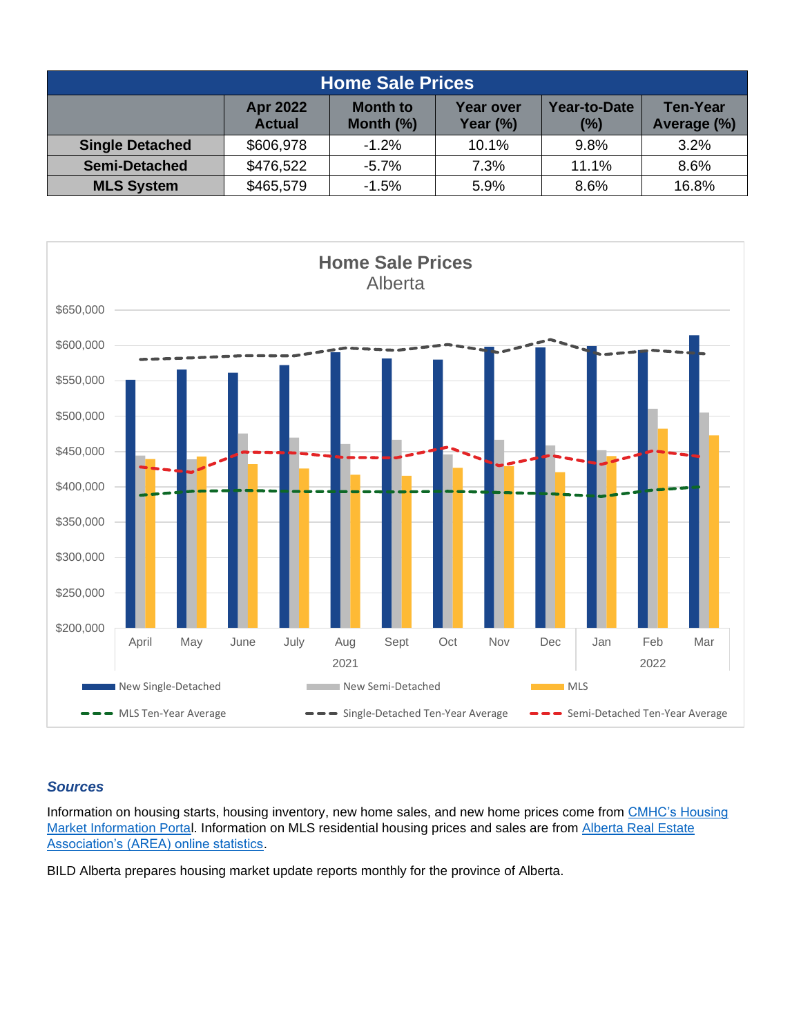| Home Sale Prices | | | | | |
|---|---|---|---|---|---|
| | Apr 2022 Actual | Month to Month (%) | Year over Year (%) | Year-to-Date (%) | Ten-Year Average (%) |
| **Single Detached** | $606,978 | -1.2% | 10.1% | 9.8% | 3.2% |
| **Semi-Detached** | $476,522 | -5.7% | 7.3% | 11.1% | 8.6% |
| **MLS System** | $465,579 | -1.5% | 5.9% | 8.6% | 16.8% |

Home Sale Prices
Alberta

$650,000
$600,000
$550,000
$500,000
$450,000
$400,000
$350,000
$300,000
$250,000
$200,000

April May June July Aug Sept Oct Nov Dec Jan Feb Mar
2021 2022

New Single-Detached
New Semi-Detached
MLS
MLS Ten-Year Average
Single-Detached Ten-Year Average
Semi-Detached Ten-Year Average

### *Sources*

Information on housing starts, housing inventory, new home sales, and new home prices come from [CMHC's Housing Market Information Portal](). Information on MLS residential housing prices and sales are from [Alberta Real Estate Association's (AREA) online statistics]().

BILD Alberta prepares housing market update reports monthly for the province of Alberta.